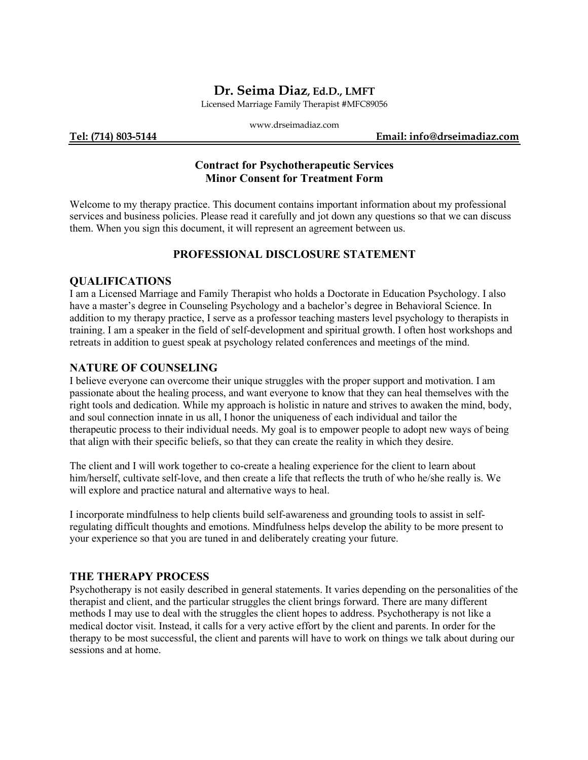# Dr. Seima Diaz, Ed.D., LMFT

Licensed Marriage Family Therapist #MFC89056

www.drseimadiaz.com

**Tel: (714) 803-5144** **Email: info@drseimadiaz.com**

## Contract for Psychotherapeutic Services
## Minor Consent for Treatment Form

Welcome to my therapy practice. This document contains important information about my professional services and business policies. Please read it carefully and jot down any questions so that we can discuss them. When you sign this document, it will represent an agreement between us.

## PROFESSIONAL DISCLOSURE STATEMENT

### QUALIFICATIONS

I am a Licensed Marriage and Family Therapist who holds a Doctorate in Education Psychology. I also have a master's degree in Counseling Psychology and a bachelor's degree in Behavioral Science. In addition to my therapy practice, I serve as a professor teaching masters level psychology to therapists in training. I am a speaker in the field of self-development and spiritual growth. I often host workshops and retreats in addition to guest speak at psychology related conferences and meetings of the mind.

### NATURE OF COUNSELING

I believe everyone can overcome their unique struggles with the proper support and motivation. I am passionate about the healing process, and want everyone to know that they can heal themselves with the right tools and dedication. While my approach is holistic in nature and strives to awaken the mind, body, and soul connection innate in us all, I honor the uniqueness of each individual and tailor the therapeutic process to their individual needs. My goal is to empower people to adopt new ways of being that align with their specific beliefs, so that they can create the reality in which they desire.

The client and I will work together to co-create a healing experience for the client to learn about him/herself, cultivate self-love, and then create a life that reflects the truth of who he/she really is. We will explore and practice natural and alternative ways to heal.

I incorporate mindfulness to help clients build self-awareness and grounding tools to assist in self-regulating difficult thoughts and emotions. Mindfulness helps develop the ability to be more present to your experience so that you are tuned in and deliberately creating your future.

### THE THERAPY PROCESS

Psychotherapy is not easily described in general statements. It varies depending on the personalities of the therapist and client, and the particular struggles the client brings forward. There are many different methods I may use to deal with the struggles the client hopes to address. Psychotherapy is not like a medical doctor visit. Instead, it calls for a very active effort by the client and parents. In order for the therapy to be most successful, the client and parents will have to work on things we talk about during our sessions and at home.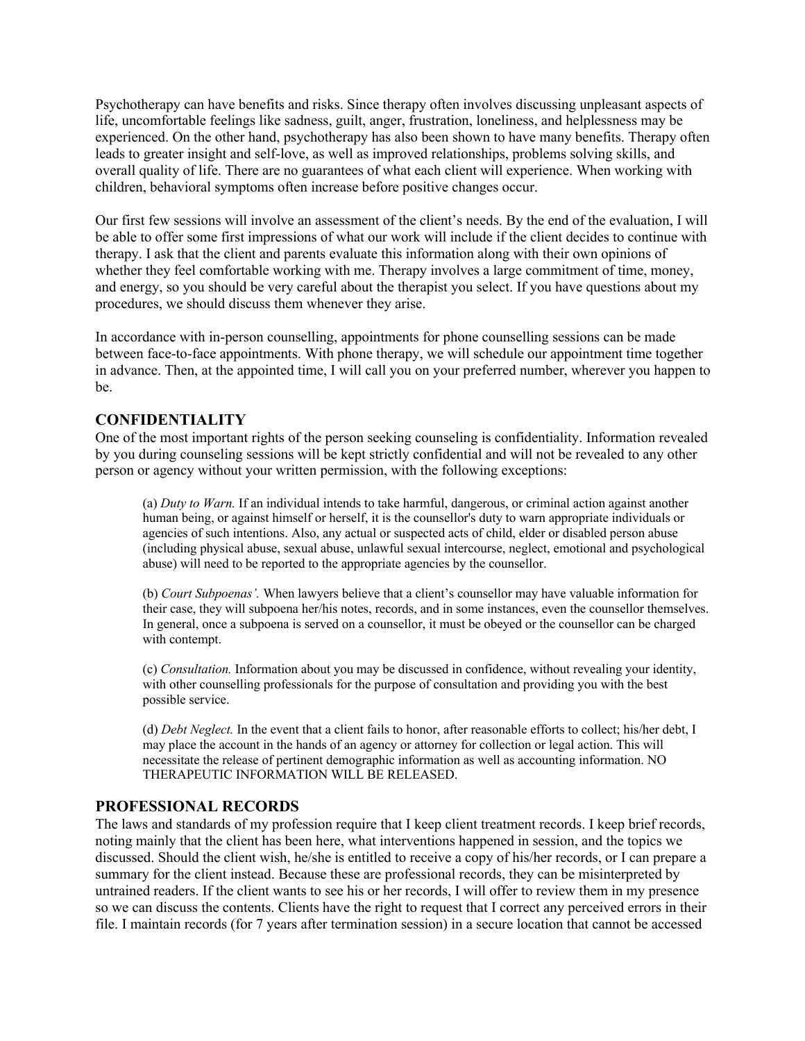Psychotherapy can have benefits and risks. Since therapy often involves discussing unpleasant aspects of life, uncomfortable feelings like sadness, guilt, anger, frustration, loneliness, and helplessness may be experienced. On the other hand, psychotherapy has also been shown to have many benefits. Therapy often leads to greater insight and self-love, as well as improved relationships, problems solving skills, and overall quality of life. There are no guarantees of what each client will experience. When working with children, behavioral symptoms often increase before positive changes occur.

Our first few sessions will involve an assessment of the client's needs. By the end of the evaluation, I will be able to offer some first impressions of what our work will include if the client decides to continue with therapy. I ask that the client and parents evaluate this information along with their own opinions of whether they feel comfortable working with me. Therapy involves a large commitment of time, money, and energy, so you should be very careful about the therapist you select. If you have questions about my procedures, we should discuss them whenever they arise.

In accordance with in-person counselling, appointments for phone counselling sessions can be made between face-to-face appointments. With phone therapy, we will schedule our appointment time together in advance. Then, at the appointed time, I will call you on your preferred number, wherever you happen to be.

## CONFIDENTIALITY

One of the most important rights of the person seeking counseling is confidentiality. Information revealed by you during counseling sessions will be kept strictly confidential and will not be revealed to any other person or agency without your written permission, with the following exceptions:

> (a) *Duty to Warn.* If an individual intends to take harmful, dangerous, or criminal action against another human being, or against himself or herself, it is the counsellor's duty to warn appropriate individuals or agencies of such intentions. Also, any actual or suspected acts of child, elder or disabled person abuse (including physical abuse, sexual abuse, unlawful sexual intercourse, neglect, emotional and psychological abuse) will need to be reported to the appropriate agencies by the counsellor.
>
> (b) *Court Subpoenas'.* When lawyers believe that a client's counsellor may have valuable information for their case, they will subpoena her/his notes, records, and in some instances, even the counsellor themselves. In general, once a subpoena is served on a counsellor, it must be obeyed or the counsellor can be charged with contempt.
>
> (c) *Consultation.* Information about you may be discussed in confidence, without revealing your identity, with other counselling professionals for the purpose of consultation and providing you with the best possible service.
>
> (d) *Debt Neglect.* In the event that a client fails to honor, after reasonable efforts to collect; his/her debt, I may place the account in the hands of an agency or attorney for collection or legal action. This will necessitate the release of pertinent demographic information as well as accounting information. NO THERAPEUTIC INFORMATION WILL BE RELEASED.

## PROFESSIONAL RECORDS

The laws and standards of my profession require that I keep client treatment records. I keep brief records, noting mainly that the client has been here, what interventions happened in session, and the topics we discussed. Should the client wish, he/she is entitled to receive a copy of his/her records, or I can prepare a summary for the client instead. Because these are professional records, they can be misinterpreted by untrained readers. If the client wants to see his or her records, I will offer to review them in my presence so we can discuss the contents. Clients have the right to request that I correct any perceived errors in their file. I maintain records (for 7 years after termination session) in a secure location that cannot be accessed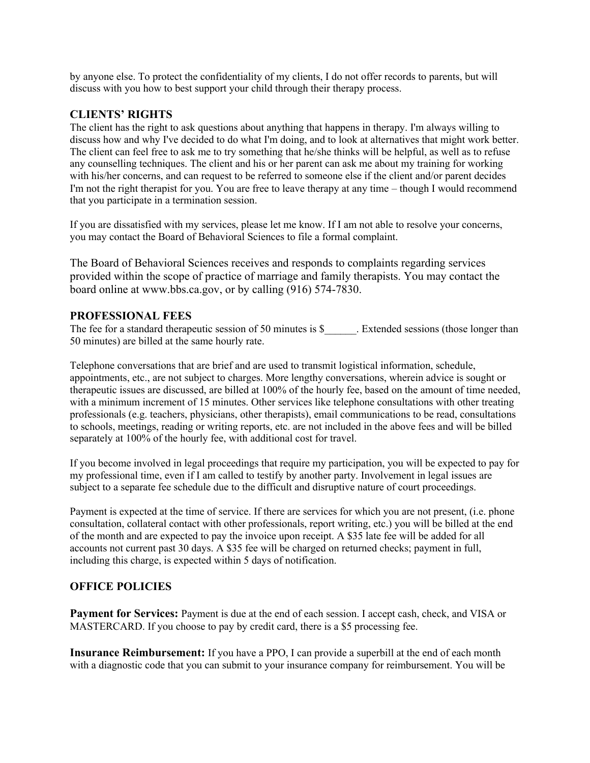by anyone else. To protect the confidentiality of my clients, I do not offer records to parents, but will discuss with you how to best support your child through their therapy process.

## CLIENTS' RIGHTS

The client has the right to ask questions about anything that happens in therapy. I'm always willing to discuss how and why I've decided to do what I'm doing, and to look at alternatives that might work better. The client can feel free to ask me to try something that he/she thinks will be helpful, as well as to refuse any counselling techniques. The client and his or her parent can ask me about my training for working with his/her concerns, and can request to be referred to someone else if the client and/or parent decides I'm not the right therapist for you. You are free to leave therapy at any time – though I would recommend that you participate in a termination session.

If you are dissatisfied with my services, please let me know. If I am not able to resolve your concerns, you may contact the Board of Behavioral Sciences to file a formal complaint.

The Board of Behavioral Sciences receives and responds to complaints regarding services provided within the scope of practice of marriage and family therapists. You may contact the board online at www.bbs.ca.gov, or by calling (916) 574-7830.

## PROFESSIONAL FEES

The fee for a standard therapeutic session of 50 minutes is $______. Extended sessions (those longer than 50 minutes) are billed at the same hourly rate.

Telephone conversations that are brief and are used to transmit logistical information, schedule, appointments, etc., are not subject to charges. More lengthy conversations, wherein advice is sought or therapeutic issues are discussed, are billed at 100% of the hourly fee, based on the amount of time needed, with a minimum increment of 15 minutes. Other services like telephone consultations with other treating professionals (e.g. teachers, physicians, other therapists), email communications to be read, consultations to schools, meetings, reading or writing reports, etc. are not included in the above fees and will be billed separately at 100% of the hourly fee, with additional cost for travel.

If you become involved in legal proceedings that require my participation, you will be expected to pay for my professional time, even if I am called to testify by another party. Involvement in legal issues are subject to a separate fee schedule due to the difficult and disruptive nature of court proceedings.

Payment is expected at the time of service. If there are services for which you are not present, (i.e. phone consultation, collateral contact with other professionals, report writing, etc.) you will be billed at the end of the month and are expected to pay the invoice upon receipt. A $35 late fee will be added for all accounts not current past 30 days. A $35 fee will be charged on returned checks; payment in full, including this charge, is expected within 5 days of notification.

## OFFICE POLICIES

**Payment for Services:** Payment is due at the end of each session. I accept cash, check, and VISA or MASTERCARD. If you choose to pay by credit card, there is a $5 processing fee.

**Insurance Reimbursement:** If you have a PPO, I can provide a superbill at the end of each month with a diagnostic code that you can submit to your insurance company for reimbursement. You will be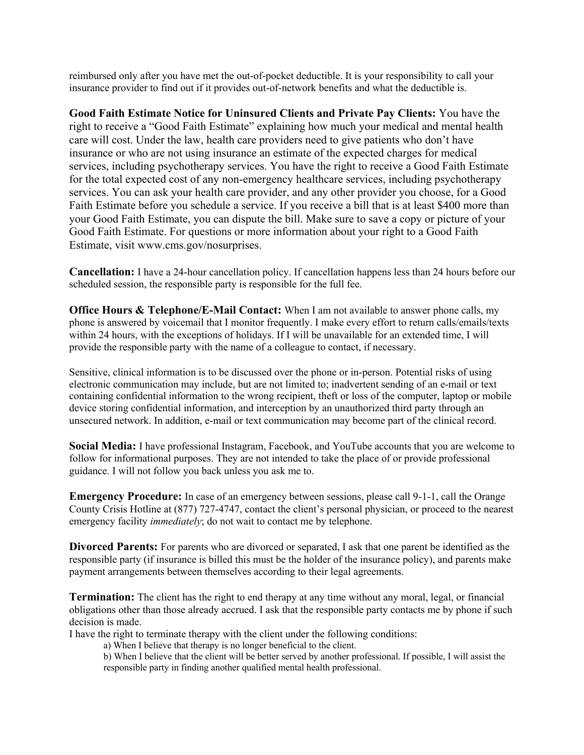reimbursed only after you have met the out-of-pocket deductible. It is your responsibility to call your insurance provider to find out if it provides out-of-network benefits and what the deductible is.

**Good Faith Estimate Notice for Uninsured Clients and Private Pay Clients:** You have the right to receive a "Good Faith Estimate" explaining how much your medical and mental health care will cost. Under the law, health care providers need to give patients who don't have insurance or who are not using insurance an estimate of the expected charges for medical services, including psychotherapy services. You have the right to receive a Good Faith Estimate for the total expected cost of any non-emergency healthcare services, including psychotherapy services. You can ask your health care provider, and any other provider you choose, for a Good Faith Estimate before you schedule a service. If you receive a bill that is at least $400 more than your Good Faith Estimate, you can dispute the bill. Make sure to save a copy or picture of your Good Faith Estimate. For questions or more information about your right to a Good Faith Estimate, visit www.cms.gov/nosurprises.

**Cancellation:** I have a 24-hour cancellation policy. If cancellation happens less than 24 hours before our scheduled session, the responsible party is responsible for the full fee.

**Office Hours & Telephone/E-Mail Contact:** When I am not available to answer phone calls, my phone is answered by voicemail that I monitor frequently. I make every effort to return calls/emails/texts within 24 hours, with the exceptions of holidays. If I will be unavailable for an extended time, I will provide the responsible party with the name of a colleague to contact, if necessary.

Sensitive, clinical information is to be discussed over the phone or in-person. Potential risks of using electronic communication may include, but are not limited to; inadvertent sending of an e-mail or text containing confidential information to the wrong recipient, theft or loss of the computer, laptop or mobile device storing confidential information, and interception by an unauthorized third party through an unsecured network. In addition, e-mail or text communication may become part of the clinical record.

**Social Media:** I have professional Instagram, Facebook, and YouTube accounts that you are welcome to follow for informational purposes. They are not intended to take the place of or provide professional guidance. I will not follow you back unless you ask me to.

**Emergency Procedure:** In case of an emergency between sessions, please call 9-1-1, call the Orange County Crisis Hotline at (877) 727-4747, contact the client's personal physician, or proceed to the nearest emergency facility *immediately*; do not wait to contact me by telephone.

**Divorced Parents:** For parents who are divorced or separated, I ask that one parent be identified as the responsible party (if insurance is billed this must be the holder of the insurance policy), and parents make payment arrangements between themselves according to their legal agreements.

**Termination:** The client has the right to end therapy at any time without any moral, legal, or financial obligations other than those already accrued. I ask that the responsible party contacts me by phone if such decision is made.

I have the right to terminate therapy with the client under the following conditions:

a) When I believe that therapy is no longer beneficial to the client.

b) When I believe that the client will be better served by another professional. If possible, I will assist the responsible party in finding another qualified mental health professional.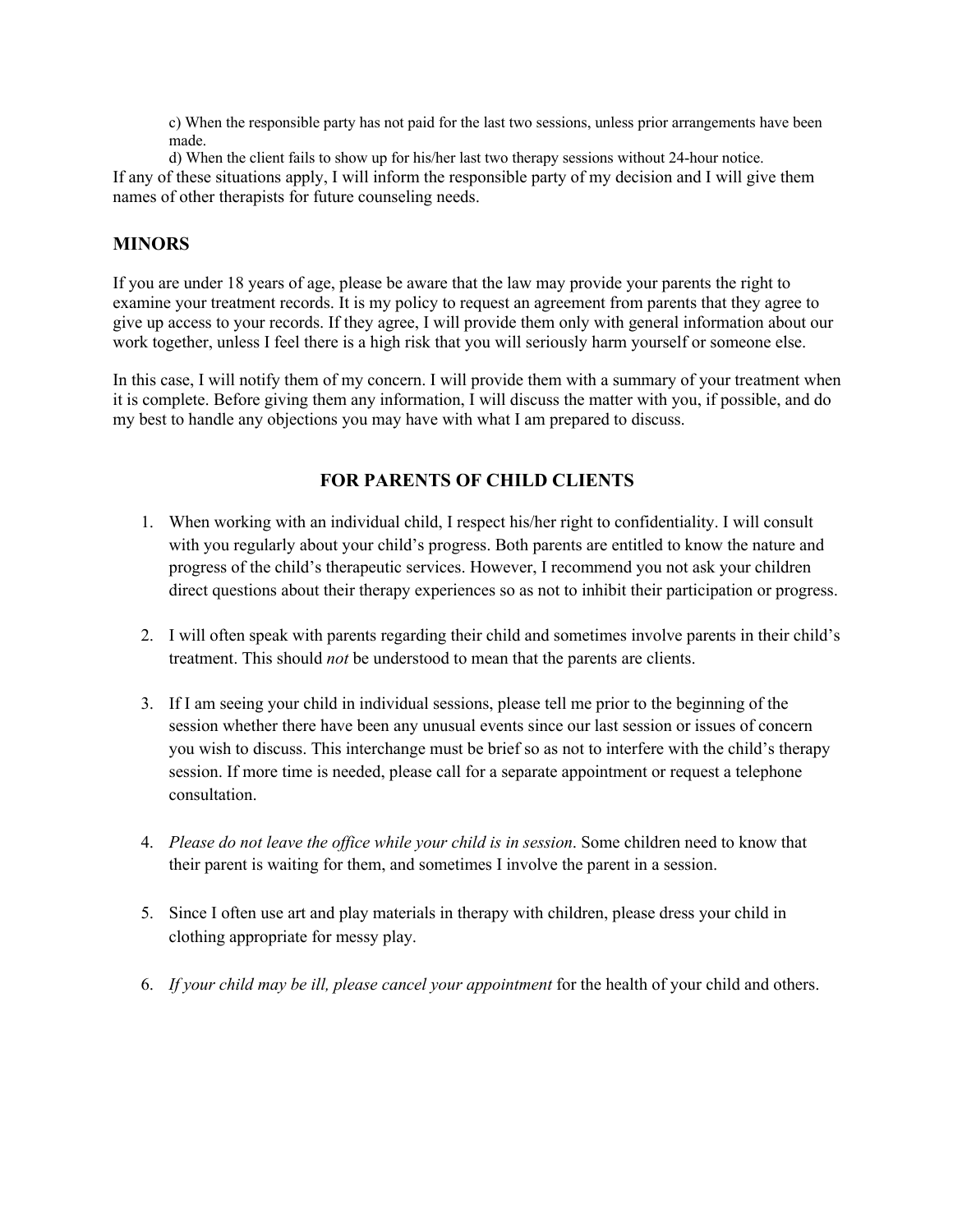c) When the responsible party has not paid for the last two sessions, unless prior arrangements have been made.

d) When the client fails to show up for his/her last two therapy sessions without 24-hour notice.

If any of these situations apply, I will inform the responsible party of my decision and I will give them names of other therapists for future counseling needs.

## MINORS

If you are under 18 years of age, please be aware that the law may provide your parents the right to examine your treatment records. It is my policy to request an agreement from parents that they agree to give up access to your records. If they agree, I will provide them only with general information about our work together, unless I feel there is a high risk that you will seriously harm yourself or someone else.

In this case, I will notify them of my concern. I will provide them with a summary of your treatment when it is complete. Before giving them any information, I will discuss the matter with you, if possible, and do my best to handle any objections you may have with what I am prepared to discuss.

## FOR PARENTS OF CHILD CLIENTS

1. When working with an individual child, I respect his/her right to confidentiality. I will consult with you regularly about your child's progress. Both parents are entitled to know the nature and progress of the child's therapeutic services. However, I recommend you not ask your children direct questions about their therapy experiences so as not to inhibit their participation or progress.

2. I will often speak with parents regarding their child and sometimes involve parents in their child's treatment. This should *not* be understood to mean that the parents are clients.

3. If I am seeing your child in individual sessions, please tell me prior to the beginning of the session whether there have been any unusual events since our last session or issues of concern you wish to discuss. This interchange must be brief so as not to interfere with the child's therapy session. If more time is needed, please call for a separate appointment or request a telephone consultation.

4. *Please do not leave the office while your child is in session*. Some children need to know that their parent is waiting for them, and sometimes I involve the parent in a session.

5. Since I often use art and play materials in therapy with children, please dress your child in clothing appropriate for messy play.

6. *If your child may be ill, please cancel your appointment* for the health of your child and others.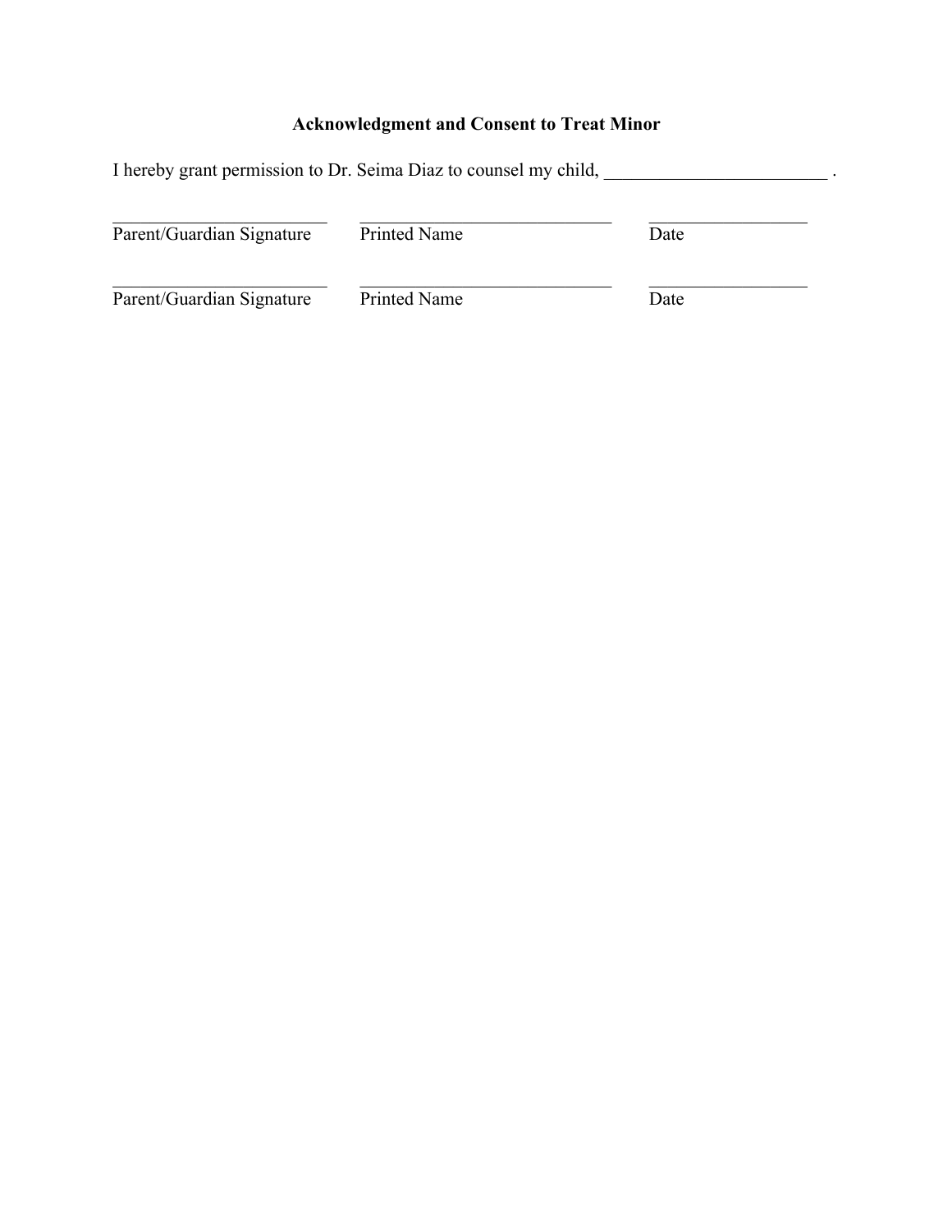**Acknowledgment and Consent to Treat Minor**

I hereby grant permission to Dr. Seima Diaz to counsel my child, ________________________ .

| _________________________ | _____________________________ | __________________ |
| --- | --- | --- |
| Parent/Guardian Signature | Printed Name | Date |
| _________________________ | _____________________________ | __________________ |
| Parent/Guardian Signature | Printed Name | Date |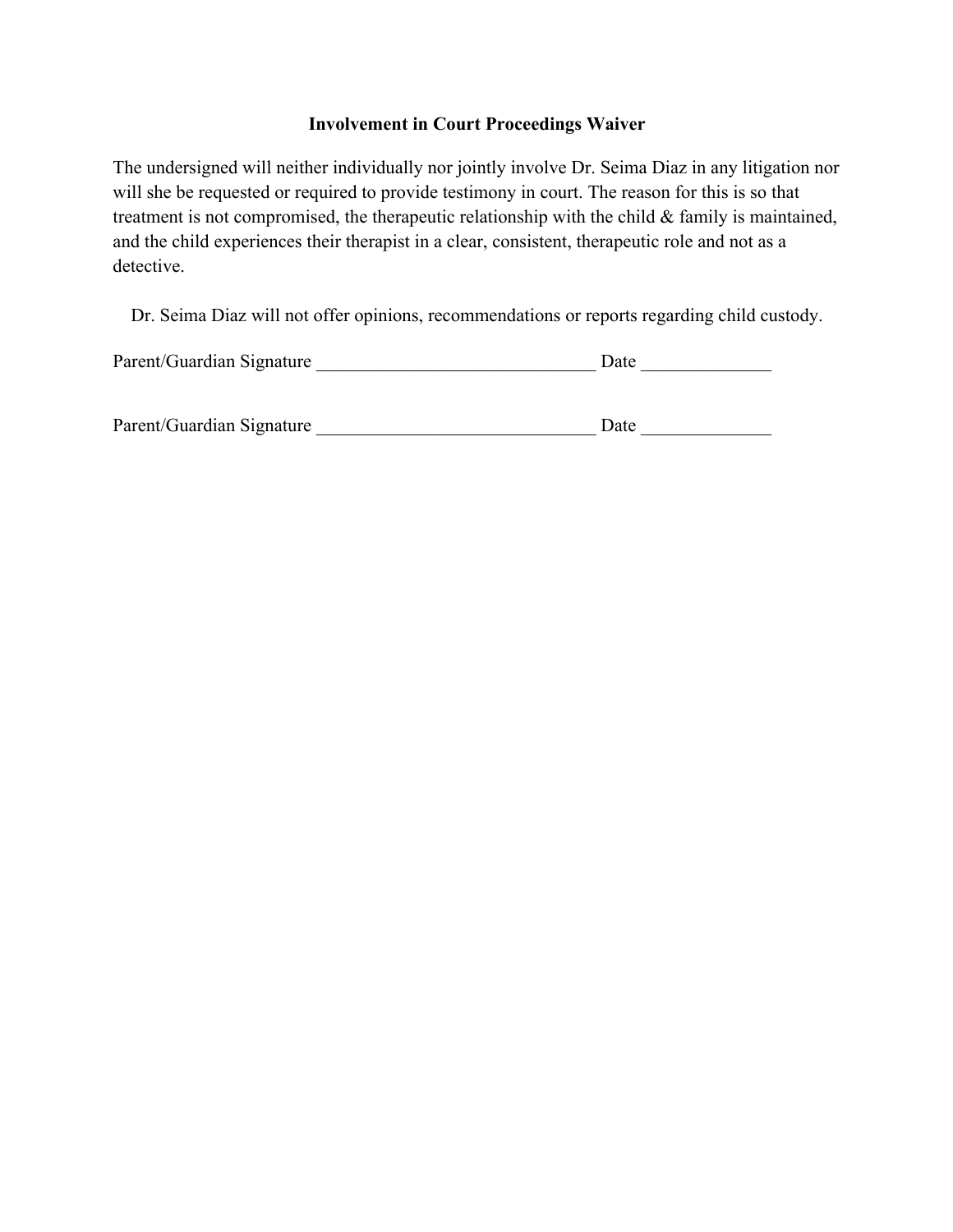**Involvement in Court Proceedings Waiver**

The undersigned will neither individually nor jointly involve Dr. Seima Diaz in any litigation nor will she be requested or required to provide testimony in court. The reason for this is so that treatment is not compromised, the therapeutic relationship with the child & family is maintained, and the child experiences their therapist in a clear, consistent, therapeutic role and not as a detective.

Dr. Seima Diaz will not offer opinions, recommendations or reports regarding child custody.

Parent/Guardian Signature ______________________________ Date ______________

Parent/Guardian Signature ______________________________ Date ______________